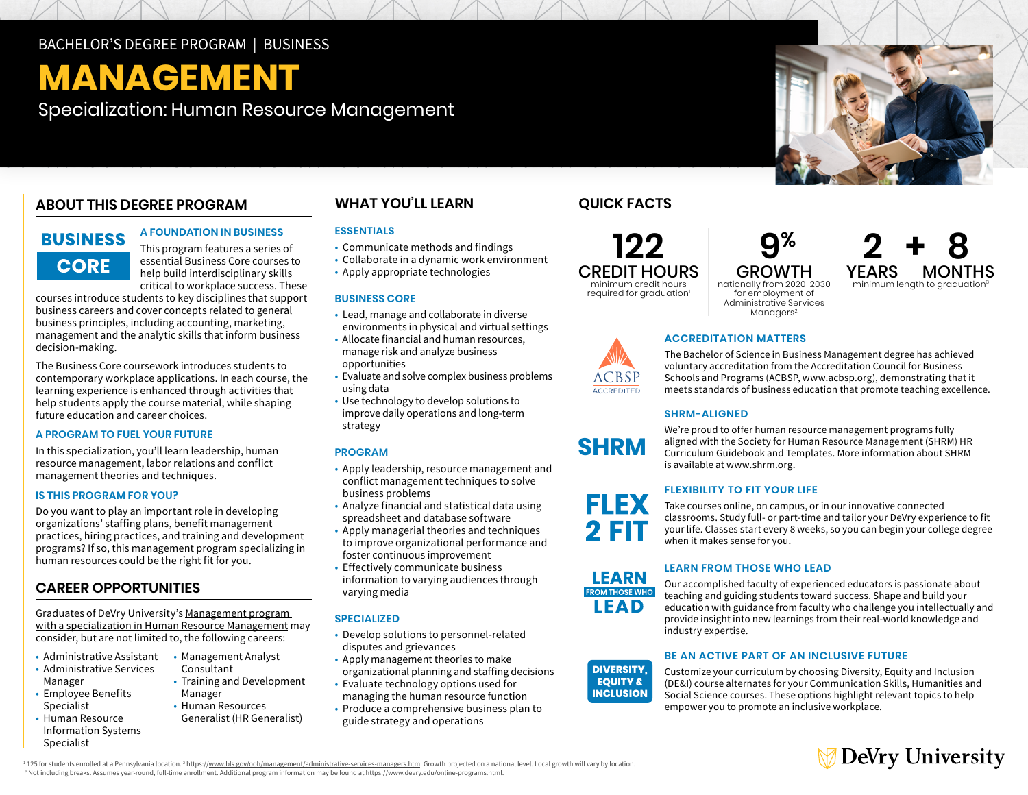BACHELOR'S DEGREE PROGRAM | BUSINESS

# MANAGEMENT

Specialization: Human Resource Management

## ABOUT THIS DEGREE PROGRAM

**BUSINESS CORE**

### A FOUNDATION IN BUSINESS

This program features a series of essential Business Core courses to help build interdisciplinary skills critical to workplace success. These courses introduce students to key disciplines that support business careers and cover concepts related to general business principles, including accounting, marketing, management and the analytic skills that inform business decision-making.

The Business Core coursework introduces students to contemporary workplace applications. In each course, the learning experience is enhanced through activities that help students apply the course material, while shaping future education and career choices.

### A PROGRAM TO FUEL YOUR FUTURE

In this specialization, you'll learn leadership, human resource management, labor relations and conflict management theories and techniques.

### IS THIS PROGRAM FOR YOU?

Do you want to play an important role in developing organizations' staffing plans, benefit management practices, hiring practices, and training and development programs? If so, this management program specializing in human resources could be the right fit for you.

## CAREER OPPORTUNITIES

Graduates of DeVry University's Management program with a specialization in Human Resource Management may consider, but are not limited to, the following careers:

- Administrative Assistant
- Administrative Services Manager
- Employee Benefits Specialist
- Human Resource Information Systems Specialist
- Management Analyst Consultant
- Training and Development Manager
- Human Resources Generalist (HR Generalist)

## WHAT YOU'LL LEARN

### ESSENTIALS

- Communicate methods and findings
- Collaborate in a dynamic work environment
- Apply appropriate technologies

### BUSINESS CORE

- Lead, manage and collaborate in diverse environments in physical and virtual settings
- Allocate financial and human resources, manage risk and analyze business opportunities
- Evaluate and solve complex business problems using data
- Use technology to develop solutions to improve daily operations and long-term strategy

### PROGRAM

- Apply leadership, resource management and conflict management techniques to solve business problems
- Analyze financial and statistical data using spreadsheet and database software
- Apply managerial theories and techniques to improve organizational performance and foster continuous improvement
- Effectively communicate business information to varying audiences through varying media

### SPECIALIZED

- Develop solutions to personnel-related disputes and grievances
- Apply management theories to make organizational planning and staffing decisions
- Evaluate technology options used for managing the human resource function
- Produce a comprehensive business plan to guide strategy and operations

## QUICK FACTS

**122 CREDIT HOURS**
minimum credit hours required for graduation[1]

**9% GROWTH**
nationally from 2020–2030 for employment of Administrative Services Managers[2]

**2 YEARS + 8 MONTHS**
minimum length to graduation[3]

### ACCREDITATION MATTERS

ACBSP ACCREDITED

The Bachelor of Science in Business Management degree has achieved voluntary accreditation from the Accreditation Council for Business Schools and Programs (ACBSP, www.acbsp.org), demonstrating that it meets standards of business education that promote teaching excellence.

### SHRM-ALIGNED

We're proud to offer human resource management programs fully aligned with the Society for Human Resource Management (SHRM) HR Curriculum Guidebook and Templates. More information about SHRM is available at www.shrm.org.

### FLEXIBILITY TO FIT YOUR LIFE

Take courses online, on campus, or in our innovative connected classrooms. Study full- or part-time and tailor your DeVry experience to fit your life. Classes start every 8 weeks, so you can begin your college degree when it makes sense for you.

### LEARN FROM THOSE WHO LEAD

Our accomplished faculty of experienced educators is passionate about teaching and guiding students toward success. Shape and build your education with guidance from faculty who challenge you intellectually and provide insight into new learnings from their real-world knowledge and industry expertise.

### BE AN ACTIVE PART OF AN INCLUSIVE FUTURE

Customize your curriculum by choosing Diversity, Equity and Inclusion (DE&I) course alternates for your Communication Skills, Humanities and Social Science courses. These options highlight relevant topics to help empower you to promote an inclusive workplace.

DeVry University

[1] 125 for students enrolled at a Pennsylvania location. [2] https://www.bls.gov/ooh/management/administrative-services-managers.htm. Growth projected on a national level. Local growth will vary by location.
[3] Not including breaks. Assumes year-round, full-time enrollment. Additional program information may be found at https://www.devry.edu/online-programs.html.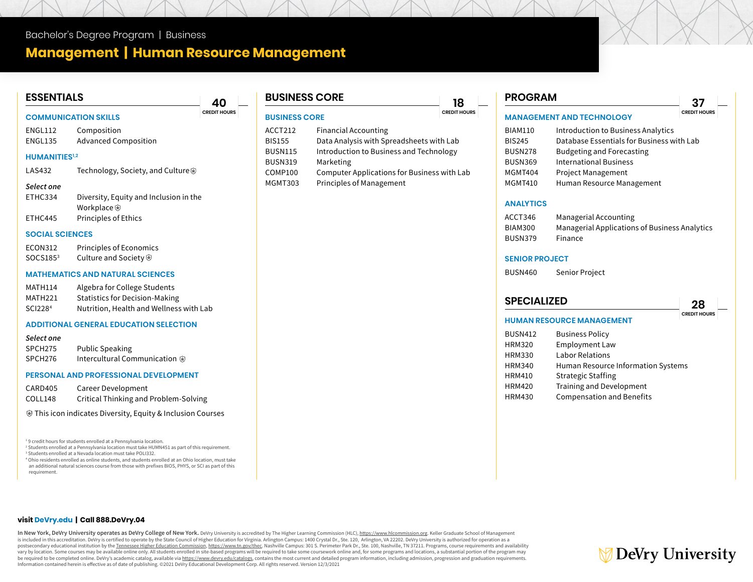Bachelor's Degree Program | Business

# Management | Human Resource Management

## ESSENTIALS

**40** CREDIT HOURS

### COMMUNICATION SKILLS

| | |
|---|---|
| ENGL112 | Composition |
| ENGL135 | Advanced Composition |

### HUMANITIES[1,2]

| | |
|---|---|
| LAS432 | Technology, Society, and Culture ⛨ |

*Select one*

| | |
|---|---|
| ETHC334 | Diversity, Equity and Inclusion in the Workplace ⛨ |
| ETHC445 | Principles of Ethics |

### SOCIAL SCIENCES

| | |
|---|---|
| ECON312 | Principles of Economics |
| SOCS185[3] | Culture and Society ⛨ |

### MATHEMATICS AND NATURAL SCIENCES

| | |
|---|---|
| MATH114 | Algebra for College Students |
| MATH221 | Statistics for Decision-Making |
| SCI228[4] | Nutrition, Health and Wellness with Lab |

### ADDITIONAL GENERAL EDUCATION SELECTION

*Select one*

| | |
|---|---|
| SPCH275 | Public Speaking |
| SPCH276 | Intercultural Communication ⛨ |

### PERSONAL AND PROFESSIONAL DEVELOPMENT

| | |
|---|---|
| CARD405 | Career Development |
| COLL148 | Critical Thinking and Problem-Solving |

⛨ This icon indicates Diversity, Equity & Inclusion Courses

[1] 9 credit hours for students enrolled at a Pennsylvania location.
[2] Students enrolled at a Pennsylvania location must take HUMN451 as part of this requirement.
[3] Students enrolled at a Nevada location must take POLI332.
[4] Ohio residents enrolled as online students, and students enrolled at an Ohio location, must take an additional natural sciences course from those with prefixes BIOS, PHYS, or SCI as part of this requirement.

## BUSINESS CORE

**18** CREDIT HOURS

### BUSINESS CORE

| | |
|---|---|
| ACCT212 | Financial Accounting |
| BIS155 | Data Analysis with Spreadsheets with Lab |
| BUSN115 | Introduction to Business and Technology |
| BUSN319 | Marketing |
| COMP100 | Computer Applications for Business with Lab |
| MGMT303 | Principles of Management |

## PROGRAM

**37** CREDIT HOURS

### MANAGEMENT AND TECHNOLOGY

| | |
|---|---|
| BIAM110 | Introduction to Business Analytics |
| BIS245 | Database Essentials for Business with Lab |
| BUSN278 | Budgeting and Forecasting |
| BUSN369 | International Business |
| MGMT404 | Project Management |
| MGMT410 | Human Resource Management |

### ANALYTICS

| | |
|---|---|
| ACCT346 | Managerial Accounting |
| BIAM300 | Managerial Applications of Business Analytics |
| BUSN379 | Finance |

### SENIOR PROJECT

| | |
|---|---|
| BUSN460 | Senior Project |

## SPECIALIZED

**28** CREDIT HOURS

### HUMAN RESOURCE MANAGEMENT

| | |
|---|---|
| BUSN412 | Business Policy |
| HRM320 | Employment Law |
| HRM330 | Labor Relations |
| HRM340 | Human Resource Information Systems |
| HRM410 | Strategic Staffing |
| HRM420 | Training and Development |
| HRM430 | Compensation and Benefits |

**visit DeVry.edu | Call 888.DeVry.04**

**In New York, DeVry University operates as DeVry College of New York.** DeVry University is accredited by The Higher Learning Commission (HLC), https://www.hlcommission.org. Keller Graduate School of Management is included in this accreditation. DeVry is certified to operate by the State Council of Higher Education for Virginia. Arlington Campus: 1400 Crystal Dr., Ste. 120, Arlington, VA 22202. DeVry University is authorized for operation as a postsecondary educational institution by the Tennessee Higher Education Commission, https://www.tn.gov/thec. Nashville Campus: 301 S. Perimeter Park Dr., Ste. 100, Nashville, TN 37211. Programs, course requirements and availability vary by location. Some courses may be available online only. All students enrolled in site-based programs will be required to take some coursework online and, for some programs and locations, a substantial portion of the program may be required to be completed online. DeVry's academic catalog, available via https://www.devry.edu/catalogs, contains the most current and detailed program information, including admission, progression and graduation requirements. Information contained herein is effective as of date of publishing. ©2021 DeVry Educational Development Corp. All rights reserved. Version 12/3/2021

DeVry University